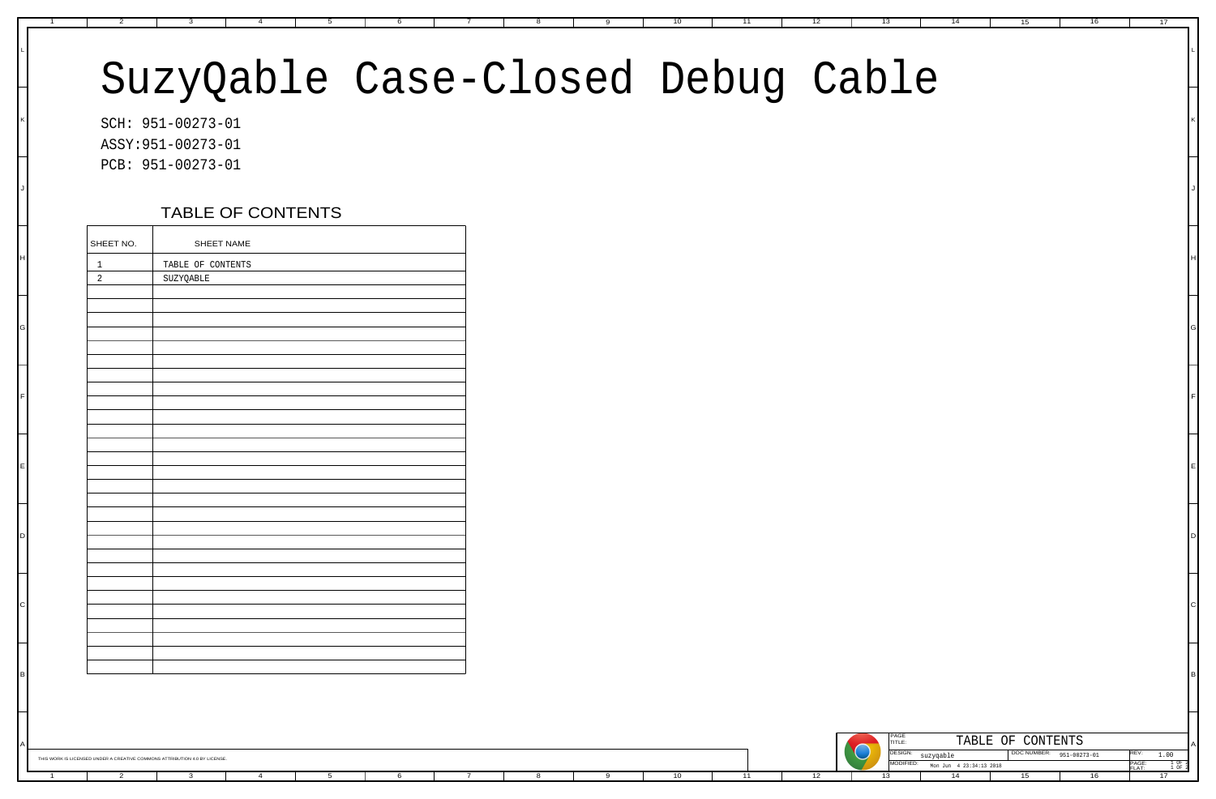# SuzyQable Case-Closed Debug Cable

SCH: 951-00273-01

ASSY:951-00273-01

PCB: 951-00273-01

## TABLE OF CONTENTS

| SHEET NO. | SHEET NAME |
| --- | --- |
| 1 | TABLE OF CONTENTS |
| 2 | SUZYQABLE |

THIS WORK IS LICENSED UNDER A CREATIVE COMMONS ATTRIBUTION 4.0 BY LICENSE.

| PAGE TITLE: | TABLE OF CONTENTS | | |
| --- | --- | --- | --- |
| DESIGN: | suzyqable | DOC NUMBER: 951-00273-01 | REV: 1.00 |
| MODIFIED: | Mon Jun 4 23:34:13 2018 | | PAGE: 1 OF 2 FLAT: 1 OF 2 |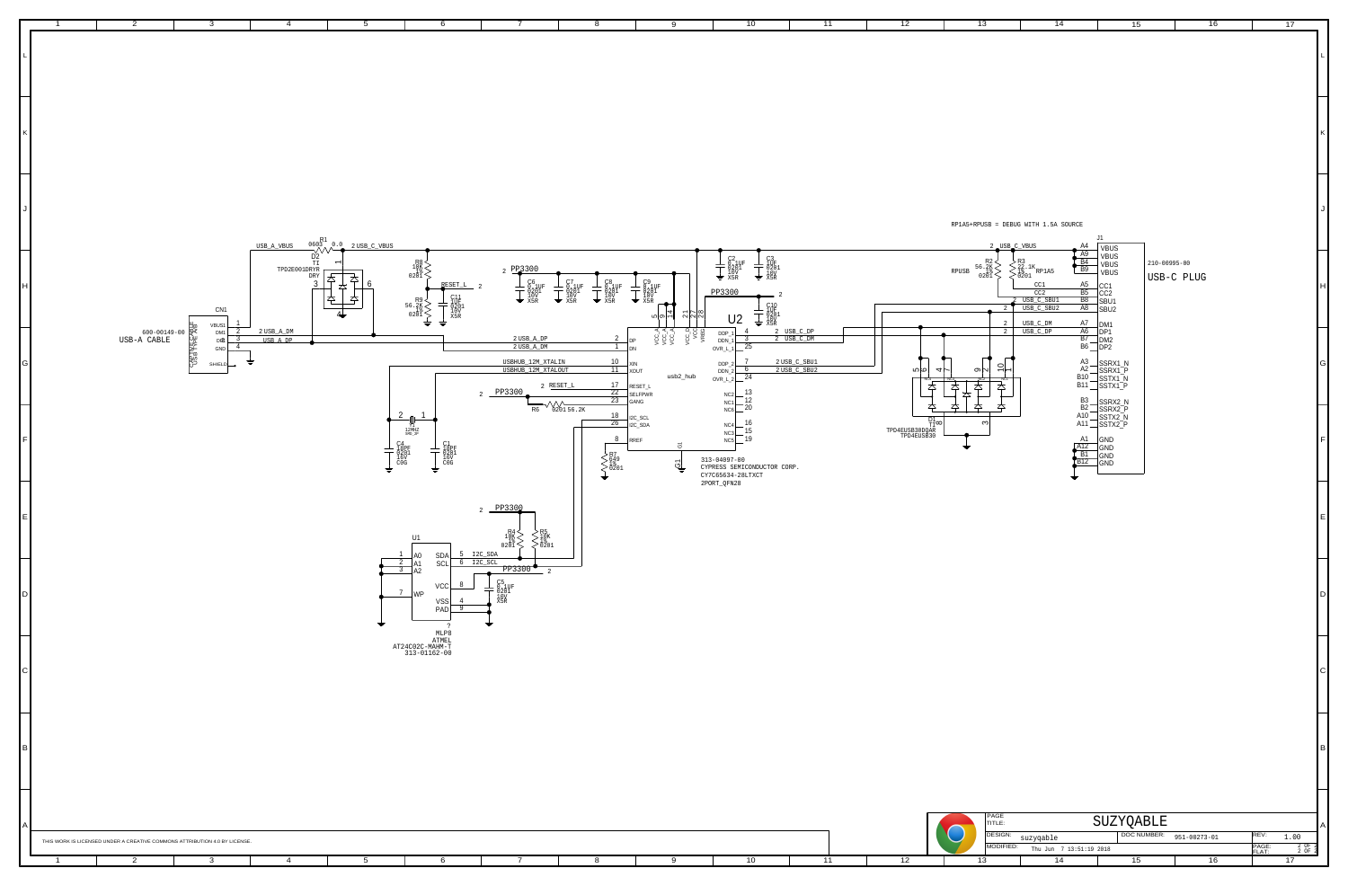RP1A5+RPUSB = DEBUG WITH 1.5A SOURCE

J1

210-00995-00

USB-C PLUG

VBUS
VBUS
VBUS
VBUS
CC1
CC2
SBU1
SBU2
DM1
DP1
DM2
DP2
SSRX1_N
SSRX1_P
SSTX1_N
SSTX1_P
SSRX2_N
SSRX2_P
SSTX2_N
SSTX2_P
GND
GND
GND
GND

A4 A9 B4 B9 A5 B5 B8 A8 A7 A6 B7 B6 A3 A2 B10 B11 B3 B2 A10 A11 A1 A12 B1 B12

USB_C_VBUS
CC1
CC2
USB_C_SBU1
USB_C_SBU2
USB_C_DM
USB_C_DP

R2 56.2K 1% 0201 RPUSB
R3 22.1K 1% 0201 RP1A5

D1
TI
TPD4EUSB30DQAR
TPD4EUSB30

CN1
600-00149-00
USB-A CABLE
VBUS1 DM1 DP1 GND SHIELD

USB_A_VBUS
USB_A_DM
USB_A_DP

R1 0603 0.0
USB_C_VBUS

D2
TI
TPD2E001DRYR
DRY

R8 10K 1% 0201
R9 56.2K 1% 0201
RESET_L
C11 1UF 0201 10V X5R

PP3300
C6 0.1UF 0201 10V X5R
C7 0.1UF 0201 10V X5R
C8 0.1UF 0201 10V X5R
C9 0.1UF 0201 10V X5R
C2 0.1UF 0201 10V X5R
C3 1UF 0201 10V X5R
C10 1UF 0201 10V X5R

U2
usb2_hub
313-04097-00
CYPRESS SEMICONDUCTOR CORP.
CY7C65634-28LTXCT
2PORT_QFN28

DP DN XIN XOUT RESET_L SELFPWR GANG I2C_SCL I2C_SDA RREF
VCC_A VCC_A VCC_A VCC_D VCC VREG
DDP_1 DDN_1 OVR_L_1 DDP_2 DDN_2 OVR_L_2 NC2 NC1 NC6 NC4 NC3 NC5 G1

USB_A_DP
USB_A_DM
USBHUB_12M_XTALIN
USBHUB_12M_XTALOUT
RESET_L
PP3300
R6 0201 56.2K
R7 649 1% 0201
USB_C_DP
USB_C_DM
USB_C_SBU1
USB_C_SBU2

Y1
12MHZ
SMD_2P
C4 18PF 0201 16V C0G
C1 18PF 0201 16V C0G

U1
A0 A1 A2 WP SDA SCL VCC VSS PAD
MLP8
ATMEL
AT24C02C-MAHM-T
313-01162-00

R4 10K 1% 0201
R5 10K 1% 0201
I2C_SDA
I2C_SCL
PP3300
C5 0.1UF 0201 10V X5R

THIS WORK IS LICENSED UNDER A CREATIVE COMMONS ATTRIBUTION 4.0 BY LICENSE.

| PAGE TITLE: | SUZYQABLE | | |
|---|---|---|---|
| DESIGN: | suzyqable | DOC NUMBER: 951-00273-01 | REV: 1.00 |
| MODIFIED: | Thu Jun 7 13:51:19 2018 | | PAGE: 2 OF 2 |